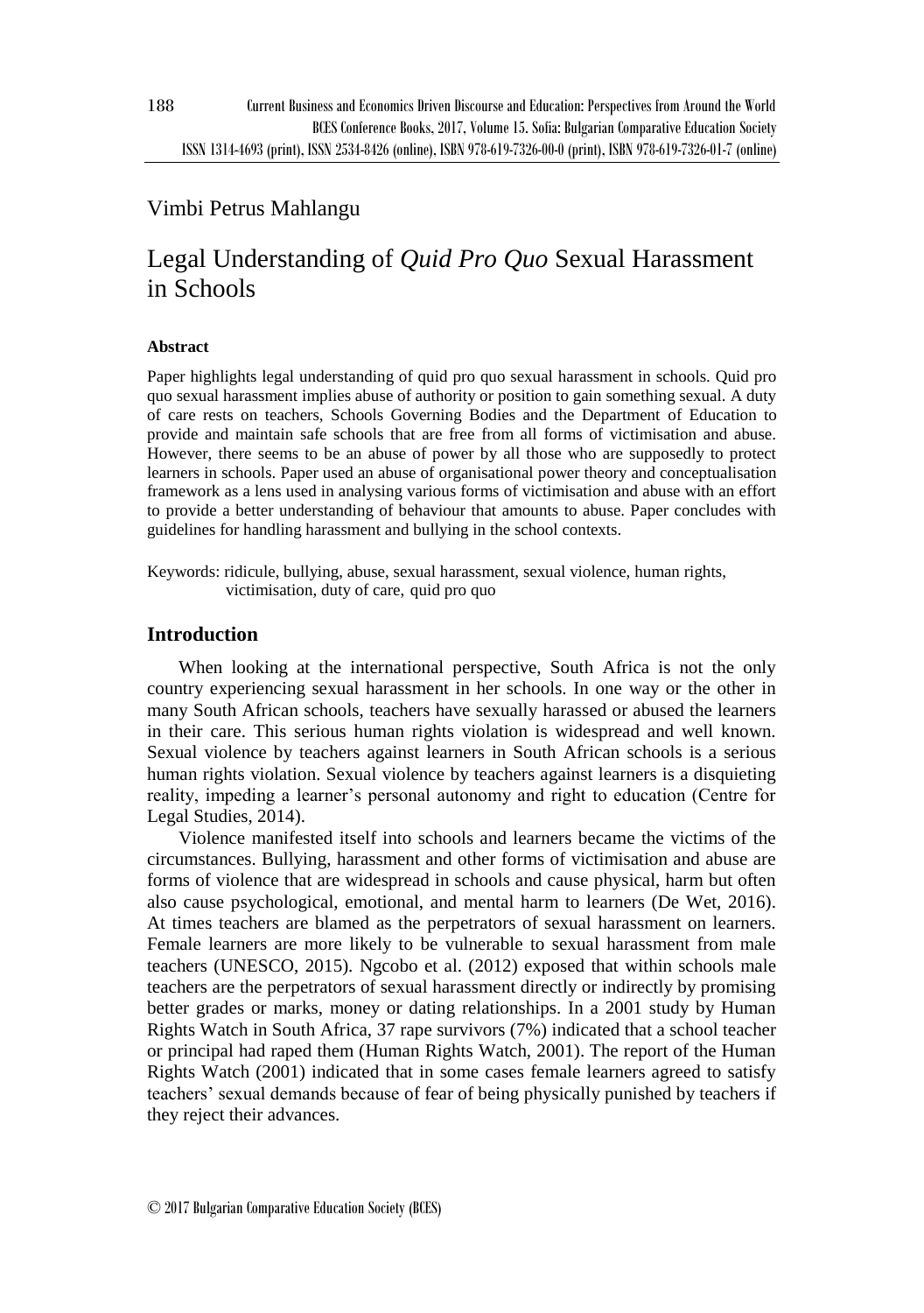Vimbi Petrus Mahlangu

# Legal Understanding of *Quid Pro Quo* Sexual Harassment in Schools

#### Abstract

Paper highlights legal understanding of quid pro quo sexual harassment in schools. Quid pro quo sexual harassment implies abuse of authority or position to gain something sexual. A duty of care rests on teachers, Schools Governing Bodies and the Department of Education to provide and maintain safe schools that are free from all forms of victimisation and abuse. However, there seems to be an abuse of power by all those who are supposedly to protect learners in schools. Paper used an abuse of organisational power theory and conceptualisation framework as a lens used in analysing various forms of victimisation and abuse with an effort to provide a better understanding of behaviour that amounts to abuse. Paper concludes with guidelines for handling harassment and bullying in the school contexts.

Keywords: ridicule, bullying, abuse, sexual harassment, sexual violence, human rights, victimisation, duty of care, quid pro quo

## Introduction

When looking at the international perspective, South Africa is not the only country experiencing sexual harassment in her schools. In one way or the other in many South African schools, teachers have sexually harassed or abused the learners in their care. This serious human rights violation is widespread and well known. Sexual violence by teachers against learners in South African schools is a serious human rights violation. Sexual violence by teachers against learners is a disquieting reality, impeding a learner's personal autonomy and right to education (Centre for Legal Studies, 2014).

Violence manifested itself into schools and learners became the victims of the circumstances. Bullying, harassment and other forms of victimisation and abuse are forms of violence that are widespread in schools and cause physical, harm but often also cause psychological, emotional, and mental harm to learners (De Wet, 2016). At times teachers are blamed as the perpetrators of sexual harassment on learners. Female learners are more likely to be vulnerable to sexual harassment from male teachers (UNESCO, 2015). Ngcobo et al. (2012) exposed that within schools male teachers are the perpetrators of sexual harassment directly or indirectly by promising better grades or marks, money or dating relationships. In a 2001 study by Human Rights Watch in South Africa, 37 rape survivors (7%) indicated that a school teacher or principal had raped them (Human Rights Watch, 2001). The report of the Human Rights Watch (2001) indicated that in some cases female learners agreed to satisfy teachers' sexual demands because of fear of being physically punished by teachers if they reject their advances.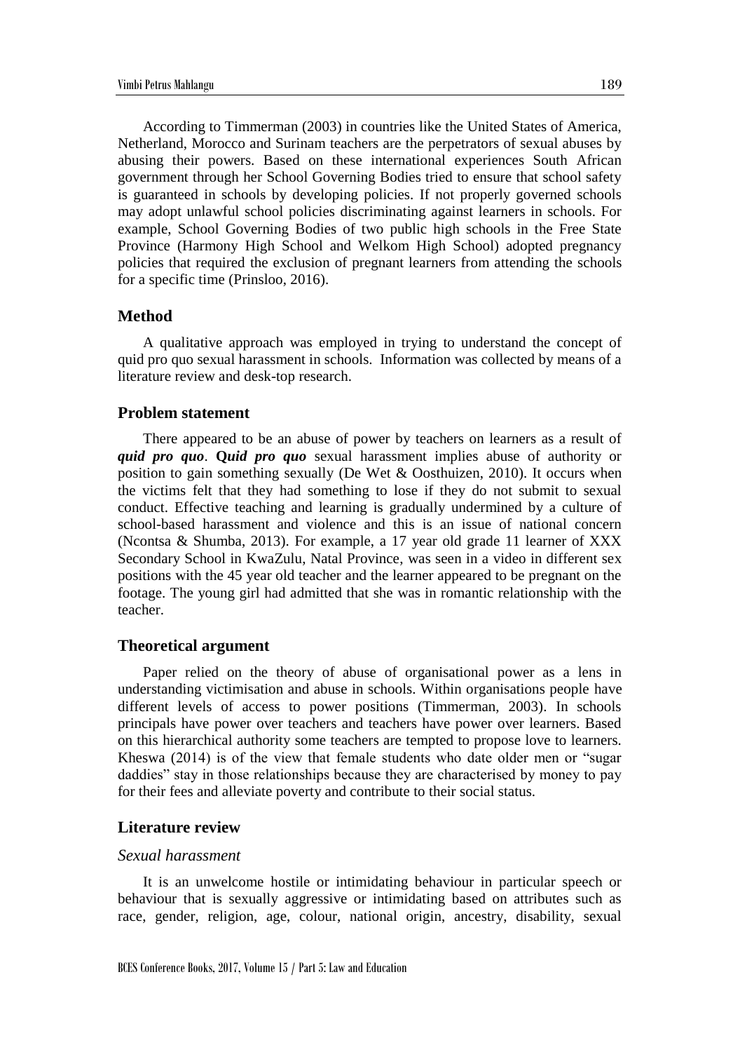According to Timmerman (2003) in countries like the United States of America, Netherland, Morocco and Surinam teachers are the perpetrators of sexual abuses by abusing their powers. Based on these international experiences South African government through her School Governing Bodies tried to ensure that school safety is guaranteed in schools by developing policies. If not properly governed schools may adopt unlawful school policies discriminating against learners in schools. For example, School Governing Bodies of two public high schools in the Free State Province (Harmony High School and Welkom High School) adopted pregnancy policies that required the exclusion of pregnant learners from attending the schools for a specific time (Prinsloo, 2016).

## Method

A qualitative approach was employed in trying to understand the concept of quid pro quo sexual harassment in schools. Information was collected by means of a literature review and desk-top research.

## Problem statement

There appeared to be an abuse of power by teachers on learners as a result of ***quid pro quo***. **Q*uid pro quo*** sexual harassment implies abuse of authority or position to gain something sexually (De Wet & Oosthuizen, 2010). It occurs when the victims felt that they had something to lose if they do not submit to sexual conduct. Effective teaching and learning is gradually undermined by a culture of school-based harassment and violence and this is an issue of national concern (Ncontsa & Shumba, 2013). For example, a 17 year old grade 11 learner of XXX Secondary School in KwaZulu, Natal Province, was seen in a video in different sex positions with the 45 year old teacher and the learner appeared to be pregnant on the footage. The young girl had admitted that she was in romantic relationship with the teacher.

## Theoretical argument

Paper relied on the theory of abuse of organisational power as a lens in understanding victimisation and abuse in schools. Within organisations people have different levels of access to power positions (Timmerman, 2003). In schools principals have power over teachers and teachers have power over learners. Based on this hierarchical authority some teachers are tempted to propose love to learners. Kheswa (2014) is of the view that female students who date older men or "sugar daddies" stay in those relationships because they are characterised by money to pay for their fees and alleviate poverty and contribute to their social status.

## Literature review

### *Sexual harassment*

It is an unwelcome hostile or intimidating behaviour in particular speech or behaviour that is sexually aggressive or intimidating based on attributes such as race, gender, religion, age, colour, national origin, ancestry, disability, sexual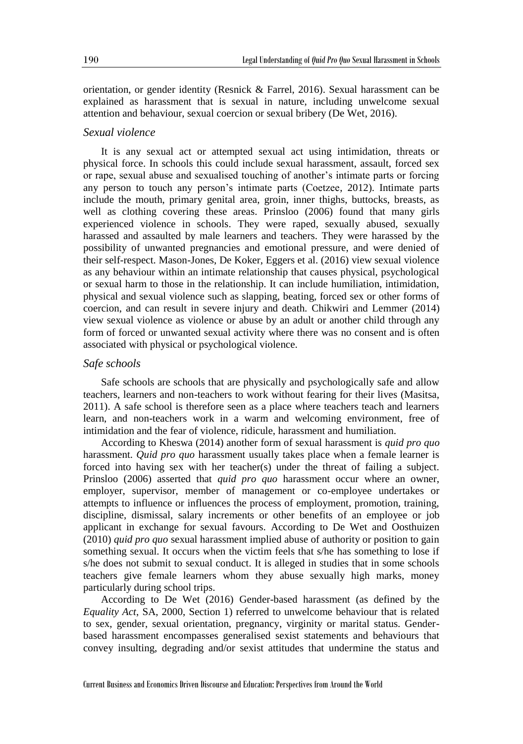orientation, or gender identity (Resnick & Farrel, 2016). Sexual harassment can be explained as harassment that is sexual in nature, including unwelcome sexual attention and behaviour, sexual coercion or sexual bribery (De Wet, 2016).

### *Sexual violence*

It is any sexual act or attempted sexual act using intimidation, threats or physical force. In schools this could include sexual harassment, assault, forced sex or rape, sexual abuse and sexualised touching of another's intimate parts or forcing any person to touch any person's intimate parts (Coetzee, 2012). Intimate parts include the mouth, primary genital area, groin, inner thighs, buttocks, breasts, as well as clothing covering these areas. Prinsloo (2006) found that many girls experienced violence in schools. They were raped, sexually abused, sexually harassed and assaulted by male learners and teachers. They were harassed by the possibility of unwanted pregnancies and emotional pressure, and were denied of their self-respect. Mason-Jones, De Koker, Eggers et al. (2016) view sexual violence as any behaviour within an intimate relationship that causes physical, psychological or sexual harm to those in the relationship. It can include humiliation, intimidation, physical and sexual violence such as slapping, beating, forced sex or other forms of coercion, and can result in severe injury and death. Chikwiri and Lemmer (2014) view sexual violence as violence or abuse by an adult or another child through any form of forced or unwanted sexual activity where there was no consent and is often associated with physical or psychological violence.

### *Safe schools*

Safe schools are schools that are physically and psychologically safe and allow teachers, learners and non-teachers to work without fearing for their lives (Masitsa, 2011). A safe school is therefore seen as a place where teachers teach and learners learn, and non-teachers work in a warm and welcoming environment, free of intimidation and the fear of violence, ridicule, harassment and humiliation.

According to Kheswa (2014) another form of sexual harassment is *quid pro quo* harassment. *Quid pro quo* harassment usually takes place when a female learner is forced into having sex with her teacher(s) under the threat of failing a subject. Prinsloo (2006) asserted that *quid pro quo* harassment occur where an owner, employer, supervisor, member of management or co-employee undertakes or attempts to influence or influences the process of employment, promotion, training, discipline, dismissal, salary increments or other benefits of an employee or job applicant in exchange for sexual favours. According to De Wet and Oosthuizen (2010) *quid pro quo* sexual harassment implied abuse of authority or position to gain something sexual. It occurs when the victim feels that s/he has something to lose if s/he does not submit to sexual conduct. It is alleged in studies that in some schools teachers give female learners whom they abuse sexually high marks, money particularly during school trips.

According to De Wet (2016) Gender-based harassment (as defined by the *Equality Act*, SA, 2000, Section 1) referred to unwelcome behaviour that is related to sex, gender, sexual orientation, pregnancy, virginity or marital status. Gender-based harassment encompasses generalised sexist statements and behaviours that convey insulting, degrading and/or sexist attitudes that undermine the status and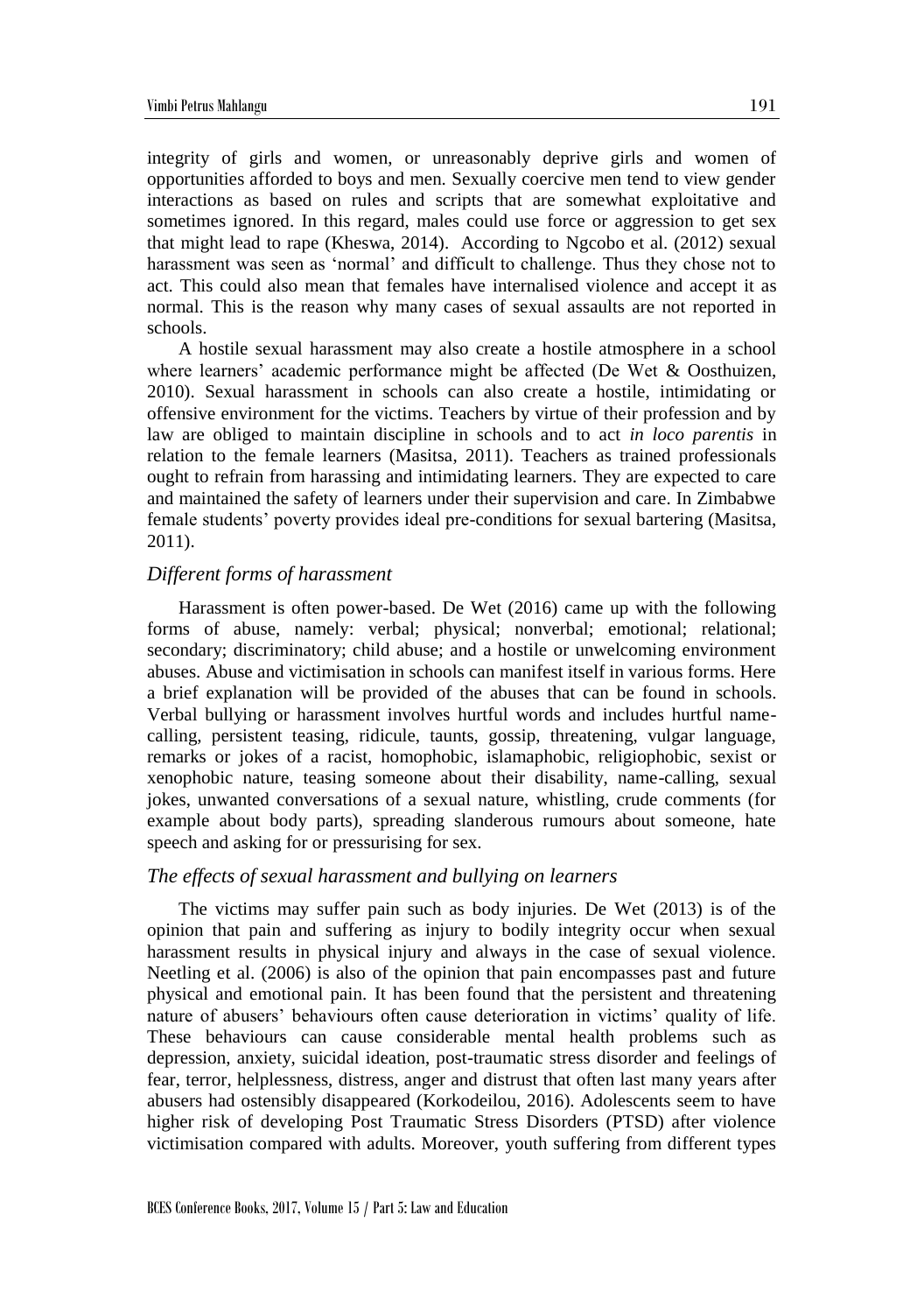integrity of girls and women, or unreasonably deprive girls and women of opportunities afforded to boys and men. Sexually coercive men tend to view gender interactions as based on rules and scripts that are somewhat exploitative and sometimes ignored. In this regard, males could use force or aggression to get sex that might lead to rape (Kheswa, 2014). According to Ngcobo et al. (2012) sexual harassment was seen as 'normal' and difficult to challenge. Thus they chose not to act. This could also mean that females have internalised violence and accept it as normal. This is the reason why many cases of sexual assaults are not reported in schools.

A hostile sexual harassment may also create a hostile atmosphere in a school where learners' academic performance might be affected (De Wet & Oosthuizen, 2010). Sexual harassment in schools can also create a hostile, intimidating or offensive environment for the victims. Teachers by virtue of their profession and by law are obliged to maintain discipline in schools and to act *in loco parentis* in relation to the female learners (Masitsa, 2011). Teachers as trained professionals ought to refrain from harassing and intimidating learners. They are expected to care and maintained the safety of learners under their supervision and care. In Zimbabwe female students' poverty provides ideal pre-conditions for sexual bartering (Masitsa, 2011).

### *Different forms of harassment*

Harassment is often power-based. De Wet (2016) came up with the following forms of abuse, namely: verbal; physical; nonverbal; emotional; relational; secondary; discriminatory; child abuse; and a hostile or unwelcoming environment abuses. Abuse and victimisation in schools can manifest itself in various forms. Here a brief explanation will be provided of the abuses that can be found in schools. Verbal bullying or harassment involves hurtful words and includes hurtful name-calling, persistent teasing, ridicule, taunts, gossip, threatening, vulgar language, remarks or jokes of a racist, homophobic, islamaphobic, religiophobic, sexist or xenophobic nature, teasing someone about their disability, name-calling, sexual jokes, unwanted conversations of a sexual nature, whistling, crude comments (for example about body parts), spreading slanderous rumours about someone, hate speech and asking for or pressurising for sex.

### *The effects of sexual harassment and bullying on learners*

The victims may suffer pain such as body injuries. De Wet (2013) is of the opinion that pain and suffering as injury to bodily integrity occur when sexual harassment results in physical injury and always in the case of sexual violence. Neetling et al. (2006) is also of the opinion that pain encompasses past and future physical and emotional pain. It has been found that the persistent and threatening nature of abusers' behaviours often cause deterioration in victims' quality of life. These behaviours can cause considerable mental health problems such as depression, anxiety, suicidal ideation, post-traumatic stress disorder and feelings of fear, terror, helplessness, distress, anger and distrust that often last many years after abusers had ostensibly disappeared (Korkodeilou, 2016). Adolescents seem to have higher risk of developing Post Traumatic Stress Disorders (PTSD) after violence victimisation compared with adults. Moreover, youth suffering from different types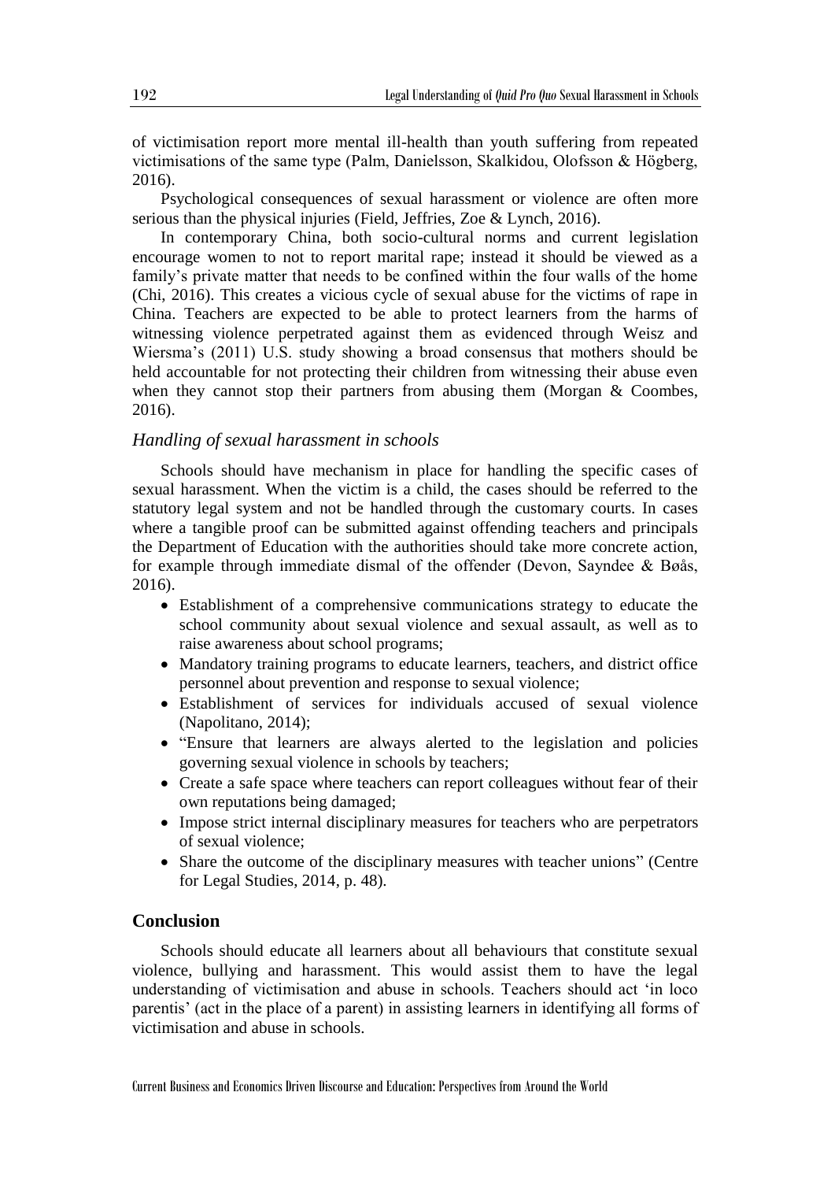of victimisation report more mental ill-health than youth suffering from repeated victimisations of the same type (Palm, Danielsson, Skalkidou, Olofsson & Högberg, 2016).

Psychological consequences of sexual harassment or violence are often more serious than the physical injuries (Field, Jeffries, Zoe & Lynch, 2016).

In contemporary China, both socio-cultural norms and current legislation encourage women to not to report marital rape; instead it should be viewed as a family's private matter that needs to be confined within the four walls of the home (Chi, 2016). This creates a vicious cycle of sexual abuse for the victims of rape in China. Teachers are expected to be able to protect learners from the harms of witnessing violence perpetrated against them as evidenced through Weisz and Wiersma's (2011) U.S. study showing a broad consensus that mothers should be held accountable for not protecting their children from witnessing their abuse even when they cannot stop their partners from abusing them (Morgan & Coombes, 2016).

### *Handling of sexual harassment in schools*

Schools should have mechanism in place for handling the specific cases of sexual harassment. When the victim is a child, the cases should be referred to the statutory legal system and not be handled through the customary courts. In cases where a tangible proof can be submitted against offending teachers and principals the Department of Education with the authorities should take more concrete action, for example through immediate dismal of the offender (Devon, Sayndee & Bøås, 2016).

- Establishment of a comprehensive communications strategy to educate the school community about sexual violence and sexual assault, as well as to raise awareness about school programs;
- Mandatory training programs to educate learners, teachers, and district office personnel about prevention and response to sexual violence;
- Establishment of services for individuals accused of sexual violence (Napolitano, 2014);
- "Ensure that learners are always alerted to the legislation and policies governing sexual violence in schools by teachers;
- Create a safe space where teachers can report colleagues without fear of their own reputations being damaged;
- Impose strict internal disciplinary measures for teachers who are perpetrators of sexual violence;
- Share the outcome of the disciplinary measures with teacher unions" (Centre for Legal Studies, 2014, p. 48).

## Conclusion

Schools should educate all learners about all behaviours that constitute sexual violence, bullying and harassment. This would assist them to have the legal understanding of victimisation and abuse in schools. Teachers should act 'in loco parentis' (act in the place of a parent) in assisting learners in identifying all forms of victimisation and abuse in schools.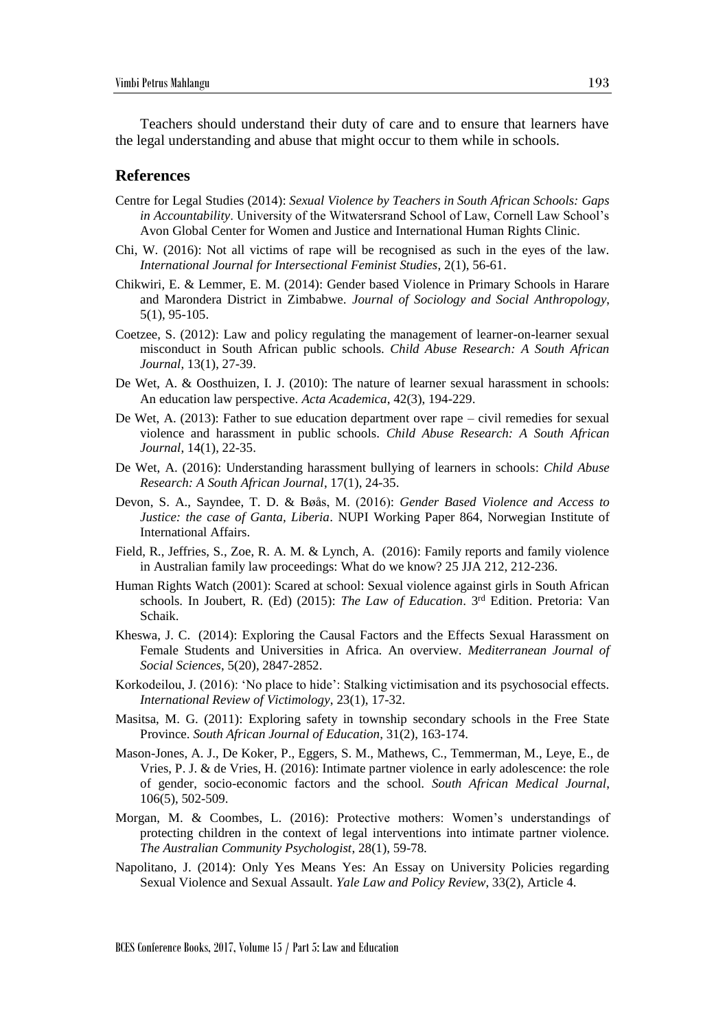Teachers should understand their duty of care and to ensure that learners have the legal understanding and abuse that might occur to them while in schools.

## References

Centre for Legal Studies (2014): *Sexual Violence by Teachers in South African Schools: Gaps in Accountability*. University of the Witwatersrand School of Law, Cornell Law School's Avon Global Center for Women and Justice and International Human Rights Clinic.

Chi, W. (2016): Not all victims of rape will be recognised as such in the eyes of the law. *International Journal for Intersectional Feminist Studies*, 2(1), 56-61.

Chikwiri, E. & Lemmer, E. M. (2014): Gender based Violence in Primary Schools in Harare and Marondera District in Zimbabwe. *Journal of Sociology and Social Anthropology*, 5(1), 95-105.

Coetzee, S. (2012): Law and policy regulating the management of learner-on-learner sexual misconduct in South African public schools. *Child Abuse Research: A South African Journal*, 13(1), 27-39.

De Wet, A. & Oosthuizen, I. J. (2010): The nature of learner sexual harassment in schools: An education law perspective. *Acta Academica*, 42(3), 194-229.

De Wet, A. (2013): Father to sue education department over rape – civil remedies for sexual violence and harassment in public schools. *Child Abuse Research: A South African Journal*, 14(1), 22-35.

De Wet, A. (2016): Understanding harassment bullying of learners in schools: *Child Abuse Research: A South African Journal*, 17(1), 24-35.

Devon, S. A., Sayndee, T. D. & Bøås, M. (2016): *Gender Based Violence and Access to Justice: the case of Ganta, Liberia*. NUPI Working Paper 864, Norwegian Institute of International Affairs.

Field, R., Jeffries, S., Zoe, R. A. M. & Lynch, A. (2016): Family reports and family violence in Australian family law proceedings: What do we know? 25 JJA 212, 212-236.

Human Rights Watch (2001): Scared at school: Sexual violence against girls in South African schools. In Joubert, R. (Ed) (2015): *The Law of Education*. 3rd Edition. Pretoria: Van Schaik.

Kheswa, J. C. (2014): Exploring the Causal Factors and the Effects Sexual Harassment on Female Students and Universities in Africa. An overview. *Mediterranean Journal of Social Sciences*, 5(20), 2847-2852.

Korkodeilou, J. (2016): 'No place to hide': Stalking victimisation and its psychosocial effects. *International Review of Victimology*, 23(1), 17-32.

Masitsa, M. G. (2011): Exploring safety in township secondary schools in the Free State Province. *South African Journal of Education*, 31(2), 163-174.

Mason-Jones, A. J., De Koker, P., Eggers, S. M., Mathews, C., Temmerman, M., Leye, E., de Vries, P. J. & de Vries, H. (2016): Intimate partner violence in early adolescence: the role of gender, socio-economic factors and the school. *South African Medical Journal*, 106(5), 502-509.

Morgan, M. & Coombes, L. (2016): Protective mothers: Women's understandings of protecting children in the context of legal interventions into intimate partner violence. *The Australian Community Psychologist*, 28(1), 59-78.

Napolitano, J. (2014): Only Yes Means Yes: An Essay on University Policies regarding Sexual Violence and Sexual Assault. *Yale Law and Policy Review*, 33(2), Article 4.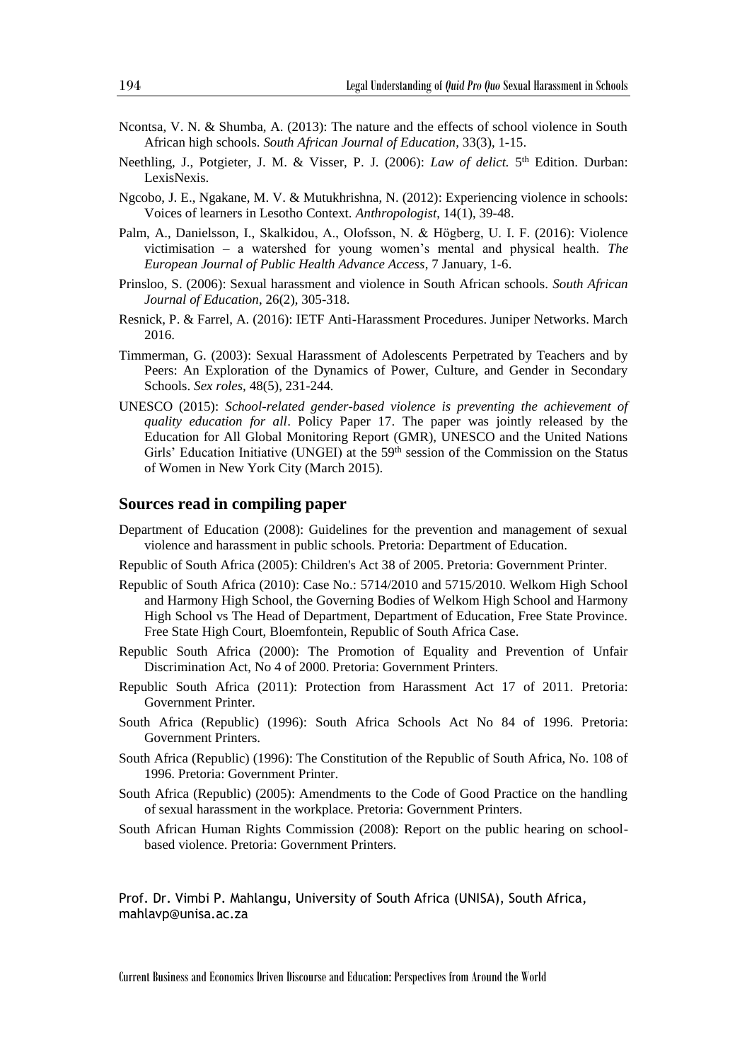Ncontsa, V. N. & Shumba, A. (2013): The nature and the effects of school violence in South African high schools. *South African Journal of Education*, 33(3), 1-15.

Neethling, J., Potgieter, J. M. & Visser, P. J. (2006): *Law of delict.* 5th Edition. Durban: LexisNexis.

Ngcobo, J. E., Ngakane, M. V. & Mutukhrishna, N. (2012): Experiencing violence in schools: Voices of learners in Lesotho Context. *Anthropologist*, 14(1), 39-48.

Palm, A., Danielsson, I., Skalkidou, A., Olofsson, N. & Högberg, U. I. F. (2016): Violence victimisation – a watershed for young women's mental and physical health. *The European Journal of Public Health Advance Access*, 7 January, 1-6.

Prinsloo, S. (2006): Sexual harassment and violence in South African schools. *South African Journal of Education*, 26(2), 305-318.

Resnick, P. & Farrel, A. (2016): IETF Anti-Harassment Procedures. Juniper Networks. March 2016.

Timmerman, G. (2003): Sexual Harassment of Adolescents Perpetrated by Teachers and by Peers: An Exploration of the Dynamics of Power, Culture, and Gender in Secondary Schools. *Sex roles*, 48(5), 231-244.

UNESCO (2015): *School-related gender-based violence is preventing the achievement of quality education for all*. Policy Paper 17. The paper was jointly released by the Education for All Global Monitoring Report (GMR), UNESCO and the United Nations Girls' Education Initiative (UNGEI) at the 59th session of the Commission on the Status of Women in New York City (March 2015).

## Sources read in compiling paper

Department of Education (2008): Guidelines for the prevention and management of sexual violence and harassment in public schools. Pretoria: Department of Education.

Republic of South Africa (2005): Children's Act 38 of 2005. Pretoria: Government Printer.

Republic of South Africa (2010): Case No.: 5714/2010 and 5715/2010. Welkom High School and Harmony High School, the Governing Bodies of Welkom High School and Harmony High School vs The Head of Department, Department of Education, Free State Province. Free State High Court, Bloemfontein, Republic of South Africa Case.

Republic South Africa (2000): The Promotion of Equality and Prevention of Unfair Discrimination Act, No 4 of 2000. Pretoria: Government Printers.

Republic South Africa (2011): Protection from Harassment Act 17 of 2011. Pretoria: Government Printer.

South Africa (Republic) (1996): South Africa Schools Act No 84 of 1996. Pretoria: Government Printers.

South Africa (Republic) (1996): The Constitution of the Republic of South Africa, No. 108 of 1996. Pretoria: Government Printer.

South Africa (Republic) (2005): Amendments to the Code of Good Practice on the handling of sexual harassment in the workplace. Pretoria: Government Printers.

South African Human Rights Commission (2008): Report on the public hearing on school-based violence. Pretoria: Government Printers.

Prof. Dr. Vimbi P. Mahlangu, University of South Africa (UNISA), South Africa, mahlavp@unisa.ac.za